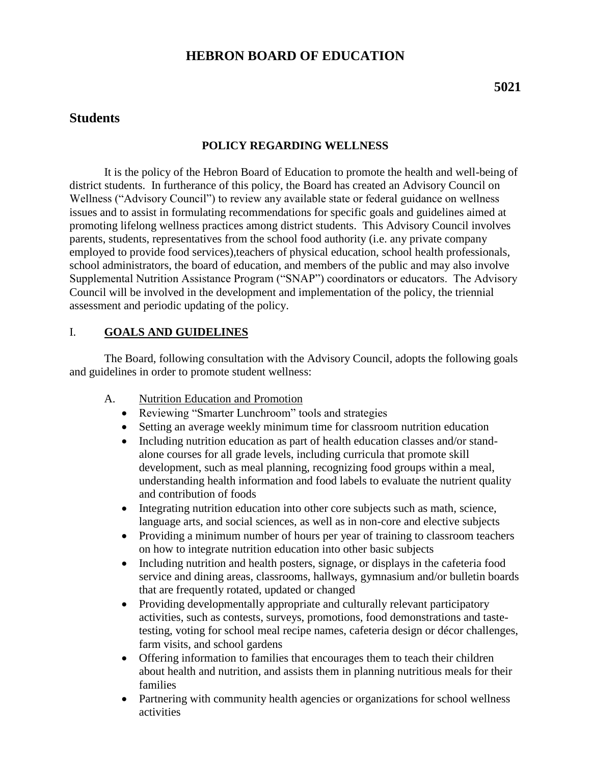# HEBRON BOARD OF EDUCATION

**5021**

## Students

### POLICY REGARDING WELLNESS

It is the policy of the Hebron Board of Education to promote the health and well-being of district students. In furtherance of this policy, the Board has created an Advisory Council on Wellness ("Advisory Council") to review any available state or federal guidance on wellness issues and to assist in formulating recommendations for specific goals and guidelines aimed at promoting lifelong wellness practices among district students. This Advisory Council involves parents, students, representatives from the school food authority (i.e. any private company employed to provide food services),teachers of physical education, school health professionals, school administrators, the board of education, and members of the public and may also involve Supplemental Nutrition Assistance Program ("SNAP") coordinators or educators. The Advisory Council will be involved in the development and implementation of the policy, the triennial assessment and periodic updating of the policy.

## I. GOALS AND GUIDELINES

The Board, following consultation with the Advisory Council, adopts the following goals and guidelines in order to promote student wellness:

A. Nutrition Education and Promotion

- Reviewing "Smarter Lunchroom" tools and strategies
- Setting an average weekly minimum time for classroom nutrition education
- Including nutrition education as part of health education classes and/or stand-alone courses for all grade levels, including curricula that promote skill development, such as meal planning, recognizing food groups within a meal, understanding health information and food labels to evaluate the nutrient quality and contribution of foods
- Integrating nutrition education into other core subjects such as math, science, language arts, and social sciences, as well as in non-core and elective subjects
- Providing a minimum number of hours per year of training to classroom teachers on how to integrate nutrition education into other basic subjects
- Including nutrition and health posters, signage, or displays in the cafeteria food service and dining areas, classrooms, hallways, gymnasium and/or bulletin boards that are frequently rotated, updated or changed
- Providing developmentally appropriate and culturally relevant participatory activities, such as contests, surveys, promotions, food demonstrations and taste-testing, voting for school meal recipe names, cafeteria design or décor challenges, farm visits, and school gardens
- Offering information to families that encourages them to teach their children about health and nutrition, and assists them in planning nutritious meals for their families
- Partnering with community health agencies or organizations for school wellness activities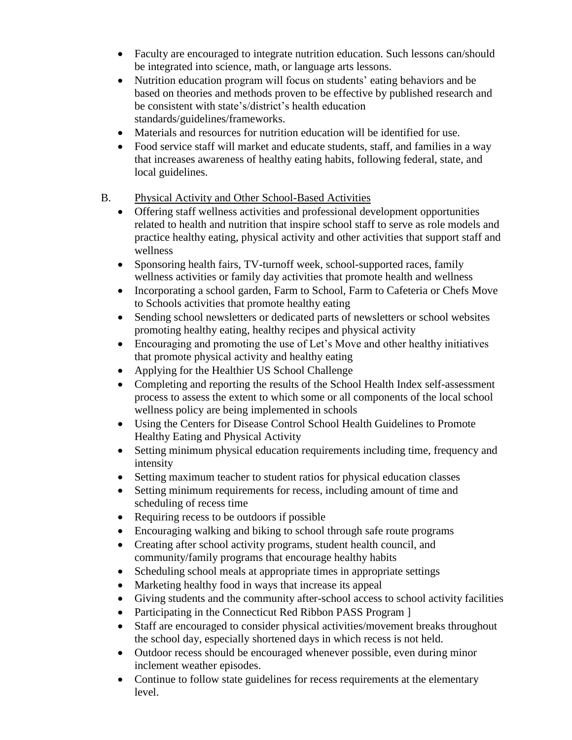- Faculty are encouraged to integrate nutrition education. Such lessons can/should be integrated into science, math, or language arts lessons.
- Nutrition education program will focus on students' eating behaviors and be based on theories and methods proven to be effective by published research and be consistent with state's/district's health education standards/guidelines/frameworks.
- Materials and resources for nutrition education will be identified for use.
- Food service staff will market and educate students, staff, and families in a way that increases awareness of healthy eating habits, following federal, state, and local guidelines.

B. Physical Activity and Other School-Based Activities

- Offering staff wellness activities and professional development opportunities related to health and nutrition that inspire school staff to serve as role models and practice healthy eating, physical activity and other activities that support staff and wellness
- Sponsoring health fairs, TV-turnoff week, school-supported races, family wellness activities or family day activities that promote health and wellness
- Incorporating a school garden, Farm to School, Farm to Cafeteria or Chefs Move to Schools activities that promote healthy eating
- Sending school newsletters or dedicated parts of newsletters or school websites promoting healthy eating, healthy recipes and physical activity
- Encouraging and promoting the use of Let's Move and other healthy initiatives that promote physical activity and healthy eating
- Applying for the Healthier US School Challenge
- Completing and reporting the results of the School Health Index self-assessment process to assess the extent to which some or all components of the local school wellness policy are being implemented in schools
- Using the Centers for Disease Control School Health Guidelines to Promote Healthy Eating and Physical Activity
- Setting minimum physical education requirements including time, frequency and intensity
- Setting maximum teacher to student ratios for physical education classes
- Setting minimum requirements for recess, including amount of time and scheduling of recess time
- Requiring recess to be outdoors if possible
- Encouraging walking and biking to school through safe route programs
- Creating after school activity programs, student health council, and community/family programs that encourage healthy habits
- Scheduling school meals at appropriate times in appropriate settings
- Marketing healthy food in ways that increase its appeal
- Giving students and the community after-school access to school activity facilities
- Participating in the Connecticut Red Ribbon PASS Program ]
- Staff are encouraged to consider physical activities/movement breaks throughout the school day, especially shortened days in which recess is not held.
- Outdoor recess should be encouraged whenever possible, even during minor inclement weather episodes.
- Continue to follow state guidelines for recess requirements at the elementary level.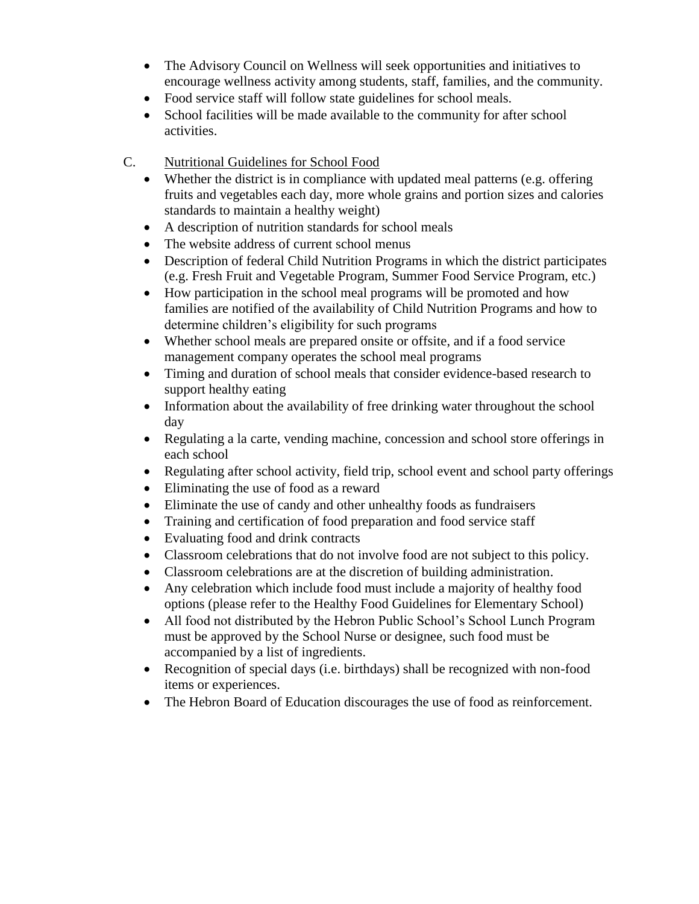- The Advisory Council on Wellness will seek opportunities and initiatives to encourage wellness activity among students, staff, families, and the community.
- Food service staff will follow state guidelines for school meals.
- School facilities will be made available to the community for after school activities.

C. <u>Nutritional Guidelines for School Food</u>

- Whether the district is in compliance with updated meal patterns (e.g. offering fruits and vegetables each day, more whole grains and portion sizes and calories standards to maintain a healthy weight)
- A description of nutrition standards for school meals
- The website address of current school menus
- Description of federal Child Nutrition Programs in which the district participates (e.g. Fresh Fruit and Vegetable Program, Summer Food Service Program, etc.)
- How participation in the school meal programs will be promoted and how families are notified of the availability of Child Nutrition Programs and how to determine children's eligibility for such programs
- Whether school meals are prepared onsite or offsite, and if a food service management company operates the school meal programs
- Timing and duration of school meals that consider evidence-based research to support healthy eating
- Information about the availability of free drinking water throughout the school day
- Regulating a la carte, vending machine, concession and school store offerings in each school
- Regulating after school activity, field trip, school event and school party offerings
- Eliminating the use of food as a reward
- Eliminate the use of candy and other unhealthy foods as fundraisers
- Training and certification of food preparation and food service staff
- Evaluating food and drink contracts
- Classroom celebrations that do not involve food are not subject to this policy.
- Classroom celebrations are at the discretion of building administration.
- Any celebration which include food must include a majority of healthy food options (please refer to the Healthy Food Guidelines for Elementary School)
- All food not distributed by the Hebron Public School's School Lunch Program must be approved by the School Nurse or designee, such food must be accompanied by a list of ingredients.
- Recognition of special days (i.e. birthdays) shall be recognized with non-food items or experiences.
- The Hebron Board of Education discourages the use of food as reinforcement.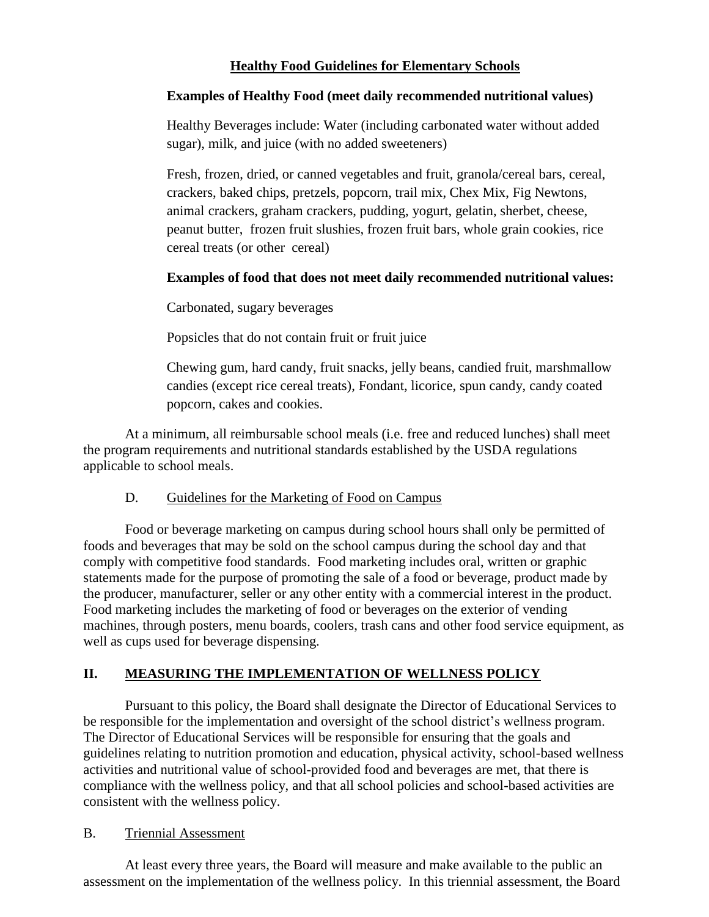## Healthy Food Guidelines for Elementary Schools

**Examples of Healthy Food (meet daily recommended nutritional values)**

Healthy Beverages include: Water (including carbonated water without added sugar), milk, and juice (with no added sweeteners)

Fresh, frozen, dried, or canned vegetables and fruit, granola/cereal bars, cereal, crackers, baked chips, pretzels, popcorn, trail mix, Chex Mix, Fig Newtons, animal crackers, graham crackers, pudding, yogurt, gelatin, sherbet, cheese, peanut butter, frozen fruit slushies, frozen fruit bars, whole grain cookies, rice cereal treats (or other cereal)

**Examples of food that does not meet daily recommended nutritional values:**

Carbonated, sugary beverages

Popsicles that do not contain fruit or fruit juice

Chewing gum, hard candy, fruit snacks, jelly beans, candied fruit, marshmallow candies (except rice cereal treats), Fondant, licorice, spun candy, candy coated popcorn, cakes and cookies.

At a minimum, all reimbursable school meals (i.e. free and reduced lunches) shall meet the program requirements and nutritional standards established by the USDA regulations applicable to school meals.

### D. Guidelines for the Marketing of Food on Campus

Food or beverage marketing on campus during school hours shall only be permitted of foods and beverages that may be sold on the school campus during the school day and that comply with competitive food standards. Food marketing includes oral, written or graphic statements made for the purpose of promoting the sale of a food or beverage, product made by the producer, manufacturer, seller or any other entity with a commercial interest in the product. Food marketing includes the marketing of food or beverages on the exterior of vending machines, through posters, menu boards, coolers, trash cans and other food service equipment, as well as cups used for beverage dispensing.

## II. MEASURING THE IMPLEMENTATION OF WELLNESS POLICY

Pursuant to this policy, the Board shall designate the Director of Educational Services to be responsible for the implementation and oversight of the school district's wellness program. The Director of Educational Services will be responsible for ensuring that the goals and guidelines relating to nutrition promotion and education, physical activity, school-based wellness activities and nutritional value of school-provided food and beverages are met, that there is compliance with the wellness policy, and that all school policies and school-based activities are consistent with the wellness policy.

### B. Triennial Assessment

At least every three years, the Board will measure and make available to the public an assessment on the implementation of the wellness policy. In this triennial assessment, the Board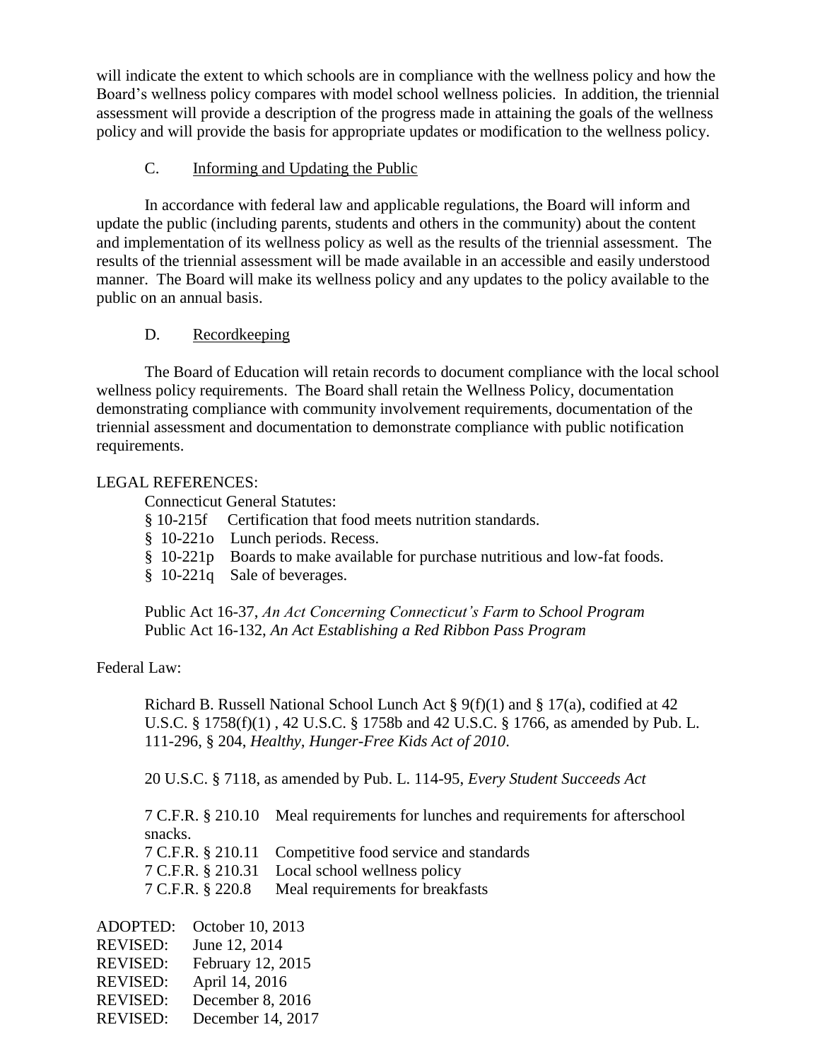will indicate the extent to which schools are in compliance with the wellness policy and how the Board's wellness policy compares with model school wellness policies. In addition, the triennial assessment will provide a description of the progress made in attaining the goals of the wellness policy and will provide the basis for appropriate updates or modification to the wellness policy.

C. Informing and Updating the Public

In accordance with federal law and applicable regulations, the Board will inform and update the public (including parents, students and others in the community) about the content and implementation of its wellness policy as well as the results of the triennial assessment. The results of the triennial assessment will be made available in an accessible and easily understood manner. The Board will make its wellness policy and any updates to the policy available to the public on an annual basis.

D. Recordkeeping

The Board of Education will retain records to document compliance with the local school wellness policy requirements. The Board shall retain the Wellness Policy, documentation demonstrating compliance with community involvement requirements, documentation of the triennial assessment and documentation to demonstrate compliance with public notification requirements.

LEGAL REFERENCES:

Connecticut General Statutes:

§ 10-215f Certification that food meets nutrition standards.

§ 10-221o Lunch periods. Recess.

§ 10-221p Boards to make available for purchase nutritious and low-fat foods.

§ 10-221q Sale of beverages.

Public Act 16-37, *An Act Concerning Connecticut's Farm to School Program*
Public Act 16-132, *An Act Establishing a Red Ribbon Pass Program*

Federal Law:

Richard B. Russell National School Lunch Act § 9(f)(1) and § 17(a), codified at 42 U.S.C. § 1758(f)(1) , 42 U.S.C. § 1758b and 42 U.S.C. § 1766, as amended by Pub. L. 111-296, § 204, *Healthy, Hunger-Free Kids Act of 2010*.

20 U.S.C. § 7118, as amended by Pub. L. 114-95, *Every Student Succeeds Act*

7 C.F.R. § 210.10 Meal requirements for lunches and requirements for afterschool snacks.

7 C.F.R. § 210.11 Competitive food service and standards

7 C.F.R. § 210.31 Local school wellness policy

7 C.F.R. § 220.8 Meal requirements for breakfasts

ADOPTED: October 10, 2013

REVISED: June 12, 2014

REVISED: February 12, 2015

REVISED: April 14, 2016

REVISED: December 8, 2016

REVISED: December 14, 2017